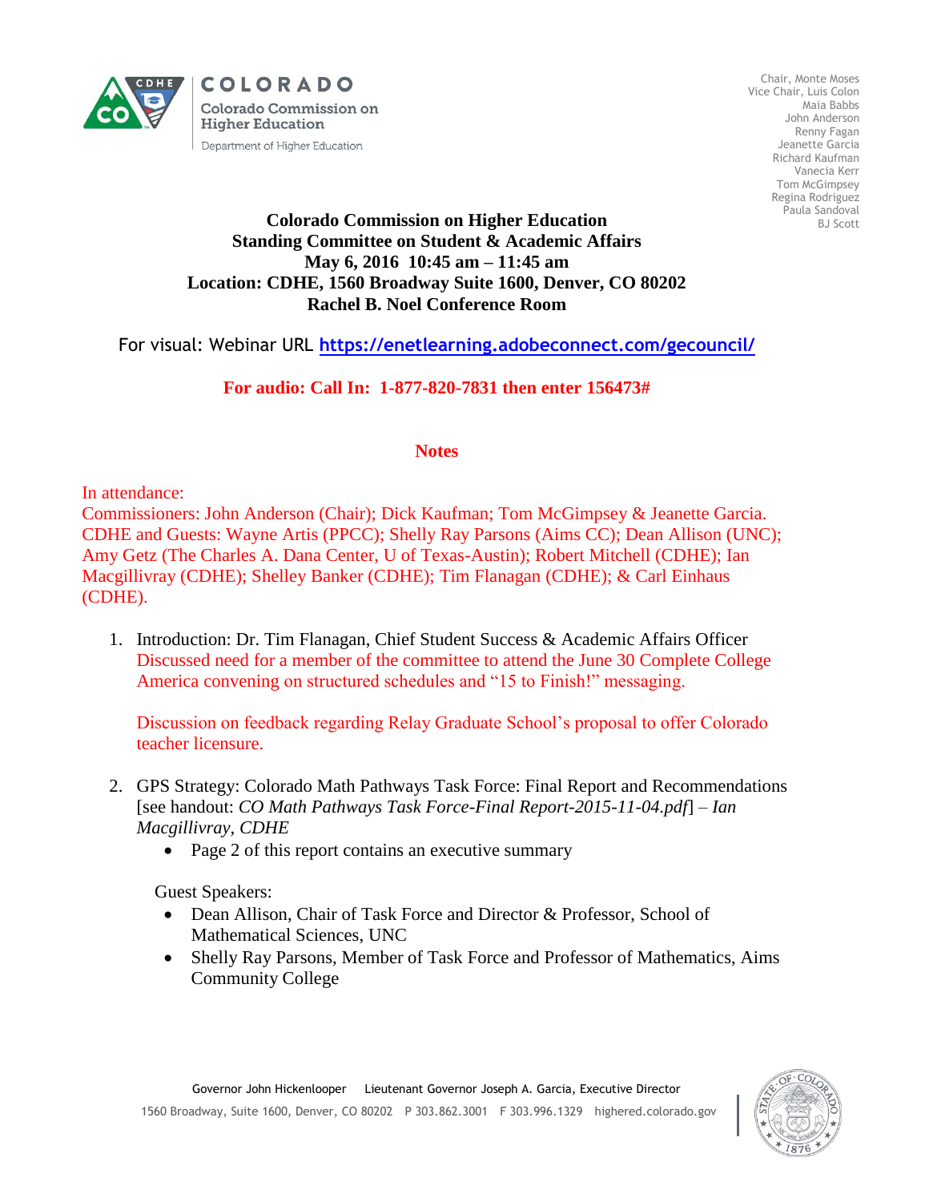COLORADO

Colorado Commission on Higher Education

Department of Higher Education

Chair, Monte Moses
Vice Chair, Luis Colon
Maia Babbs
John Anderson
Renny Fagan
Jeanette Garcia
Richard Kaufman
Vanecia Kerr
Tom McGimpsey
Regina Rodriguez
Paula Sandoval
BJ Scott

# Colorado Commission on Higher Education
## Standing Committee on Student & Academic Affairs
**May 6, 2016 10:45 am – 11:45 am**
**Location: CDHE, 1560 Broadway Suite 1600, Denver, CO 80202**
**Rachel B. Noel Conference Room**

For visual: Webinar URL **https://enetlearning.adobeconnect.com/gecouncil/**

**For audio: Call In: 1-877-820-7831 then enter 156473#**

**Notes**

In attendance:
Commissioners: John Anderson (Chair); Dick Kaufman; Tom McGimpsey & Jeanette Garcia.
CDHE and Guests: Wayne Artis (PPCC); Shelly Ray Parsons (Aims CC); Dean Allison (UNC); Amy Getz (The Charles A. Dana Center, U of Texas-Austin); Robert Mitchell (CDHE); Ian Macgillivray (CDHE); Shelley Banker (CDHE); Tim Flanagan (CDHE); & Carl Einhaus (CDHE).

1. Introduction: Dr. Tim Flanagan, Chief Student Success & Academic Affairs Officer
   Discussed need for a member of the committee to attend the June 30 Complete College America convening on structured schedules and "15 to Finish!" messaging.

   Discussion on feedback regarding Relay Graduate School's proposal to offer Colorado teacher licensure.

2. GPS Strategy: Colorado Math Pathways Task Force: Final Report and Recommendations [see handout: *CO Math Pathways Task Force-Final Report-2015-11-04.pdf*] – *Ian Macgillivray, CDHE*
   - Page 2 of this report contains an executive summary

   Guest Speakers:
   - Dean Allison, Chair of Task Force and Director & Professor, School of Mathematical Sciences, UNC
   - Shelly Ray Parsons, Member of Task Force and Professor of Mathematics, Aims Community College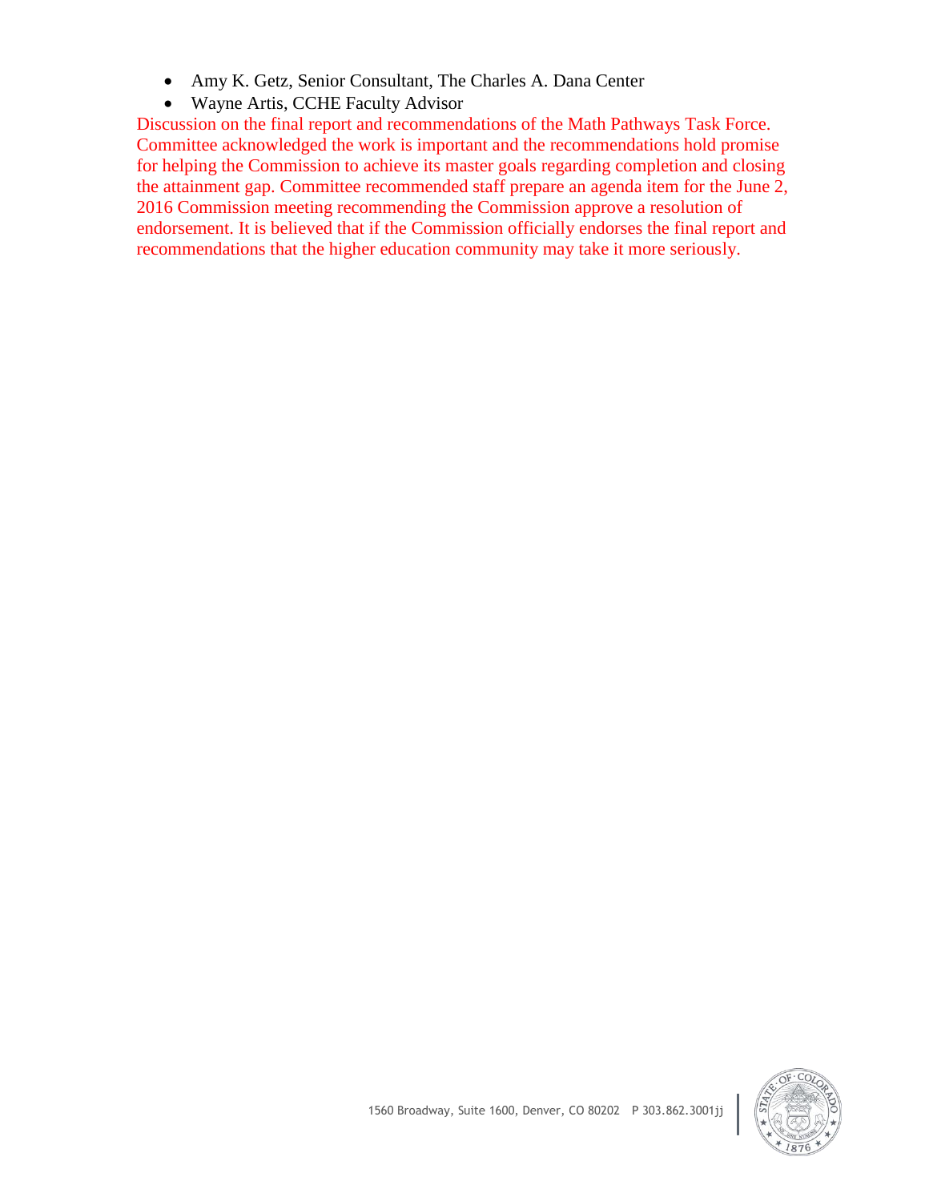- Amy K. Getz, Senior Consultant, The Charles A. Dana Center
- Wayne Artis, CCHE Faculty Advisor

Discussion on the final report and recommendations of the Math Pathways Task Force. Committee acknowledged the work is important and the recommendations hold promise for helping the Commission to achieve its master goals regarding completion and closing the attainment gap. Committee recommended staff prepare an agenda item for the June 2, 2016 Commission meeting recommending the Commission approve a resolution of endorsement. It is believed that if the Commission officially endorses the final report and recommendations that the higher education community may take it more seriously.